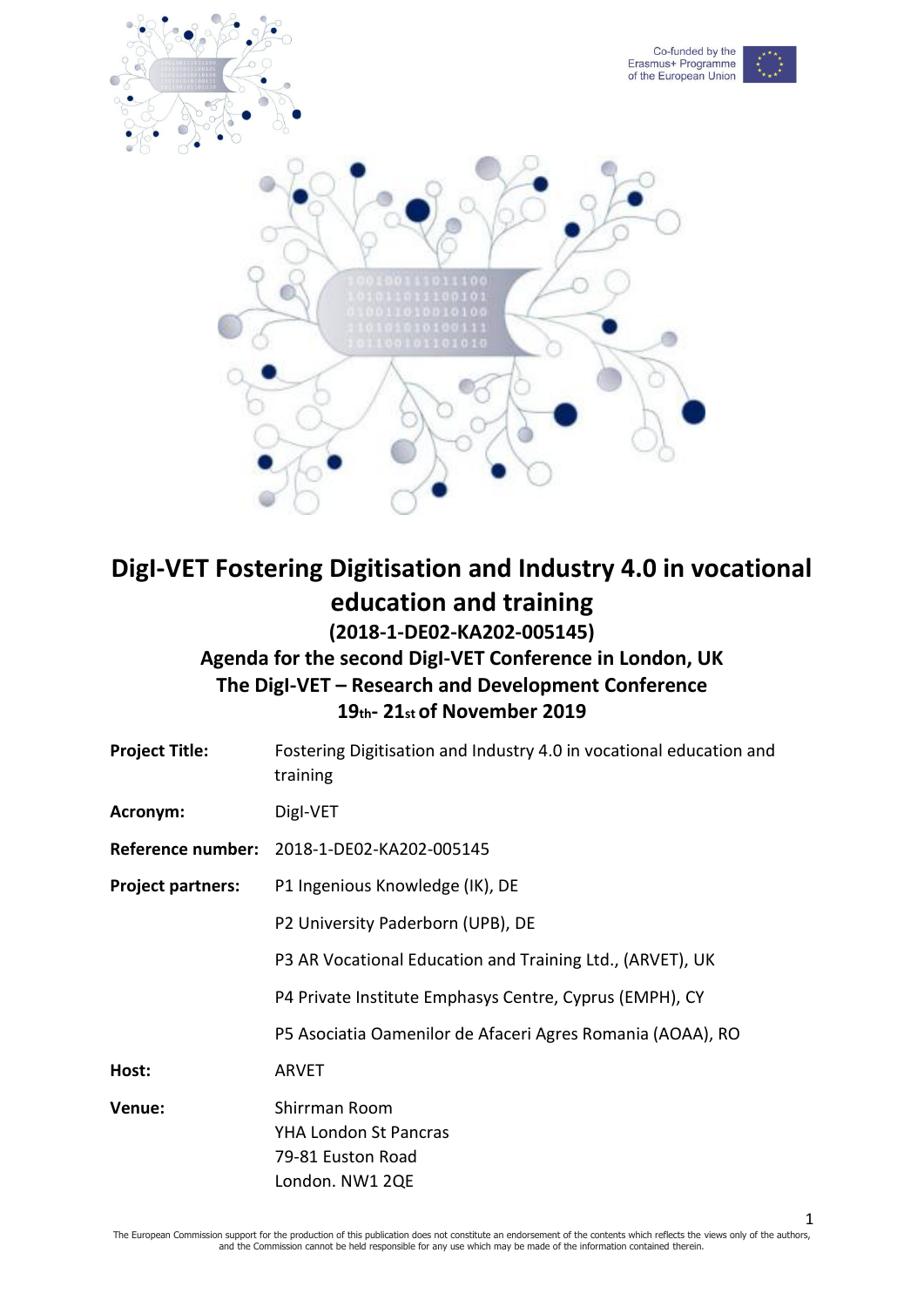# DigI-VET Fostering Digitisation and Industry 4.0 in vocational education and training

## (2018-1-DE02-KA202-005145)

## Agenda for the second DigI-VET Conference in London, UK

## The DigI-VET – Research and Development Conference

## 19th- 21st of November 2019

| | |
|---|---|
| **Project Title:** | Fostering Digitisation and Industry 4.0 in vocational education and training |
| **Acronym:** | DigI-VET |
| **Reference number:** | 2018-1-DE02-KA202-005145 |
| **Project partners:** | P1 Ingenious Knowledge (IK), DE |
| | P2 University Paderborn (UPB), DE |
| | P3 AR Vocational Education and Training Ltd., (ARVET), UK |
| | P4 Private Institute Emphasys Centre, Cyprus (EMPH), CY |
| | P5 Asociatia Oamenilor de Afaceri Agres Romania (AOAA), RO |
| **Host:** | ARVET |
| **Venue:** | Shirrman Room<br>YHA London St Pancras<br>79-81 Euston Road<br>London. NW1 2QE |

The European Commission support for the production of this publication does not constitute an endorsement of the contents which reflects the views only of the authors, and the Commission cannot be held responsible for any use which may be made of the information contained therein.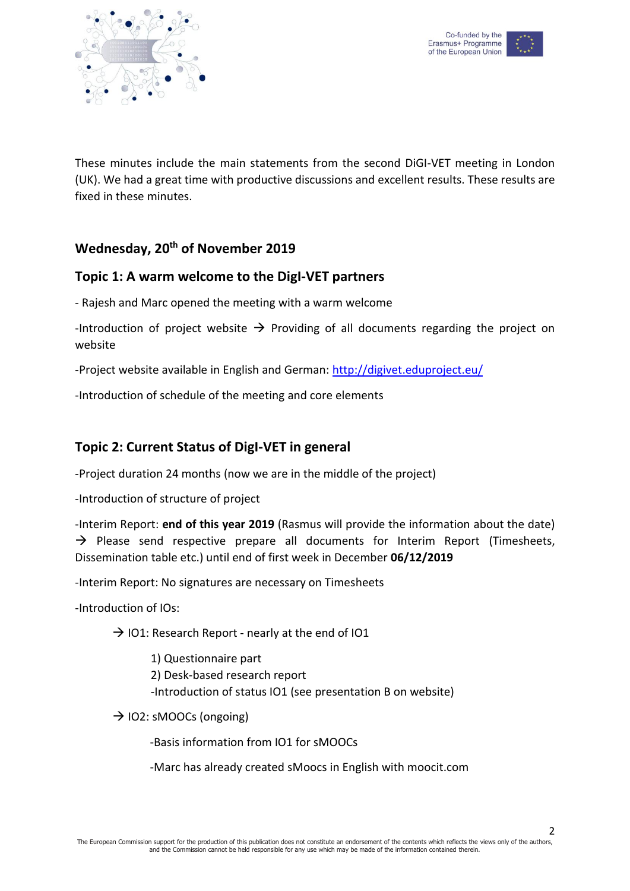These minutes include the main statements from the second DiGI-VET meeting in London (UK). We had a great time with productive discussions and excellent results. These results are fixed in these minutes.

## Wednesday, 20th of November 2019

## Topic 1: A warm welcome to the DigI-VET partners

- Rajesh and Marc opened the meeting with a warm welcome

-Introduction of project website → Providing of all documents regarding the project on website

-Project website available in English and German: http://digivet.eduproject.eu/

-Introduction of schedule of the meeting and core elements

## Topic 2: Current Status of DigI-VET in general

-Project duration 24 months (now we are in the middle of the project)

-Introduction of structure of project

-Interim Report: **end of this year 2019** (Rasmus will provide the information about the date) → Please send respective prepare all documents for Interim Report (Timesheets, Dissemination table etc.) until end of first week in December **06/12/2019**

-Interim Report: No signatures are necessary on Timesheets

-Introduction of IOs:

→ IO1: Research Report - nearly at the end of IO1

1) Questionnaire part
2) Desk-based research report
-Introduction of status IO1 (see presentation B on website)

→ IO2: sMOOCs (ongoing)

-Basis information from IO1 for sMOOCs

-Marc has already created sMoocs in English with moocit.com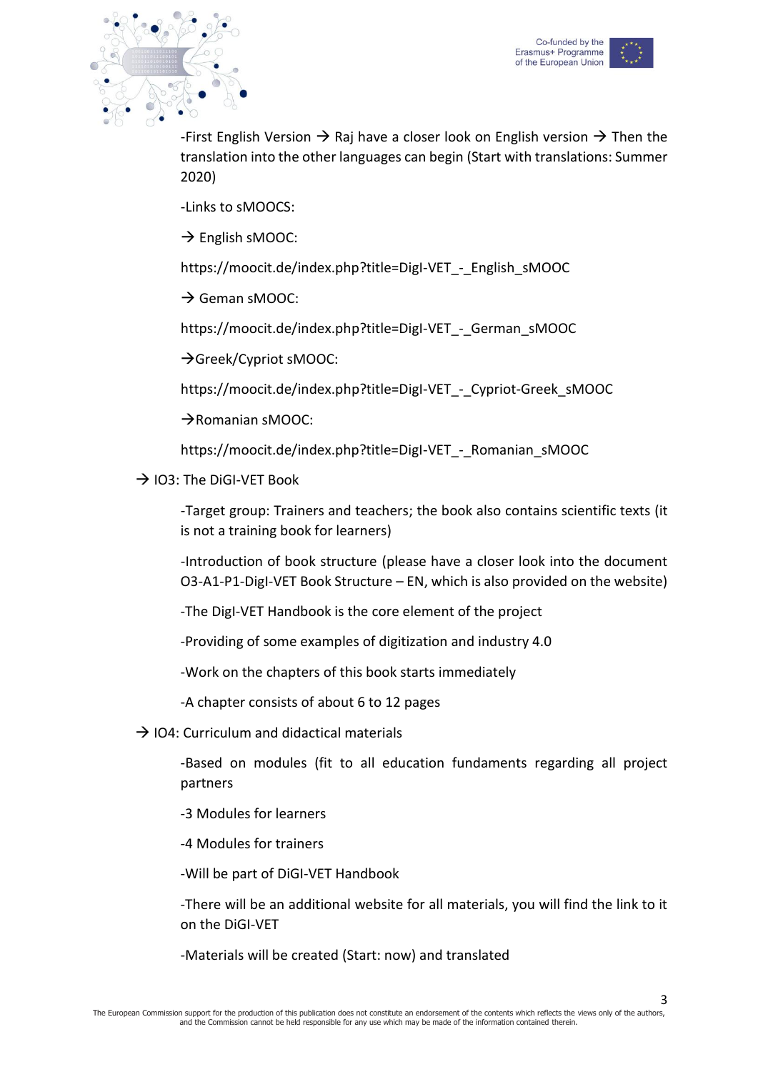-First English Version → Raj have a closer look on English version → Then the translation into the other languages can begin (Start with translations: Summer 2020)

-Links to sMOOCS:

→ English sMOOC:

https://moocit.de/index.php?title=DigI-VET_-_English_sMOOC

→ Geman sMOOC:

https://moocit.de/index.php?title=DigI-VET_-_German_sMOOC

→Greek/Cypriot sMOOC:

https://moocit.de/index.php?title=DigI-VET_-_Cypriot-Greek_sMOOC

→Romanian sMOOC:

https://moocit.de/index.php?title=DigI-VET_-_Romanian_sMOOC

→ IO3: The DiGI-VET Book

-Target group: Trainers and teachers; the book also contains scientific texts (it is not a training book for learners)

-Introduction of book structure (please have a closer look into the document O3-A1-P1-DigI-VET Book Structure – EN, which is also provided on the website)

-The DigI-VET Handbook is the core element of the project

-Providing of some examples of digitization and industry 4.0

-Work on the chapters of this book starts immediately

-A chapter consists of about 6 to 12 pages

→ IO4: Curriculum and didactical materials

-Based on modules (fit to all education fundaments regarding all project partners

-3 Modules for learners

-4 Modules for trainers

-Will be part of DiGI-VET Handbook

-There will be an additional website for all materials, you will find the link to it on the DiGI-VET

-Materials will be created (Start: now) and translated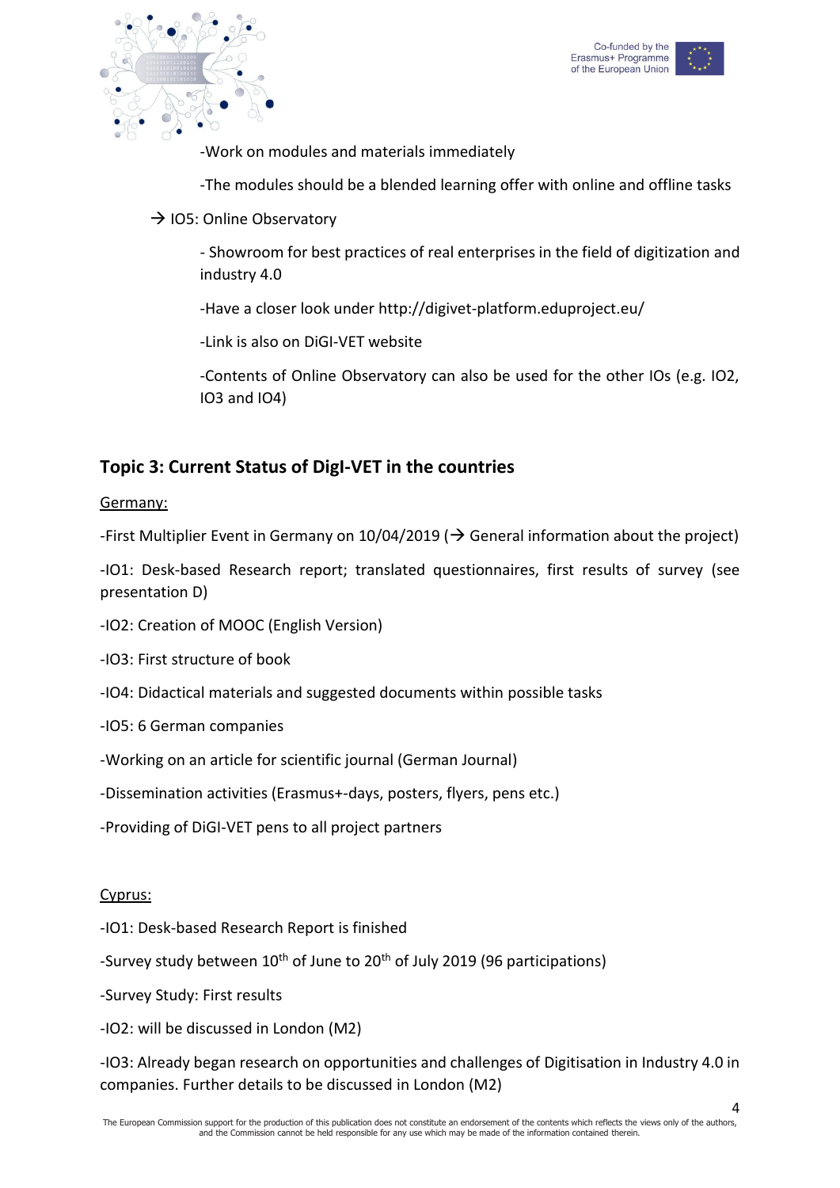-Work on modules and materials immediately

-The modules should be a blended learning offer with online and offline tasks

→ IO5: Online Observatory

- Showroom for best practices of real enterprises in the field of digitization and industry 4.0

-Have a closer look under http://digivet-platform.eduproject.eu/

-Link is also on DiGI-VET website

-Contents of Online Observatory can also be used for the other IOs (e.g. IO2, IO3 and IO4)

## Topic 3: Current Status of DigI-VET in the countries

Germany:

-First Multiplier Event in Germany on 10/04/2019 (→ General information about the project)

-IO1: Desk-based Research report; translated questionnaires, first results of survey (see presentation D)

-IO2: Creation of MOOC (English Version)

-IO3: First structure of book

-IO4: Didactical materials and suggested documents within possible tasks

-IO5: 6 German companies

-Working on an article for scientific journal (German Journal)

-Dissemination activities (Erasmus+-days, posters, flyers, pens etc.)

-Providing of DiGI-VET pens to all project partners

Cyprus:

-IO1: Desk-based Research Report is finished

-Survey study between 10th of June to 20th of July 2019 (96 participations)

-Survey Study: First results

-IO2: will be discussed in London (M2)

-IO3: Already began research on opportunities and challenges of Digitisation in Industry 4.0 in companies. Further details to be discussed in London (M2)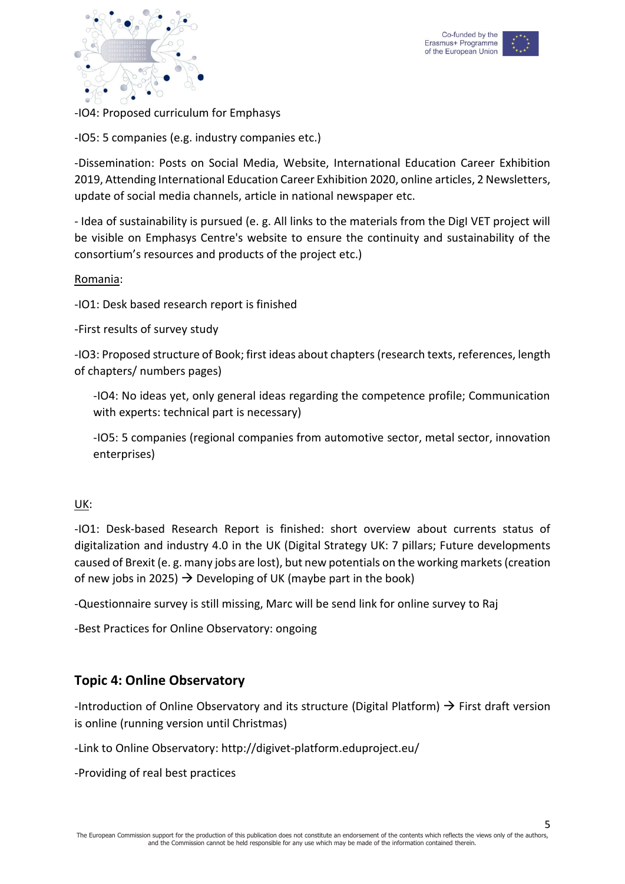-IO4: Proposed curriculum for Emphasys

-IO5: 5 companies (e.g. industry companies etc.)

-Dissemination: Posts on Social Media, Website, International Education Career Exhibition 2019, Attending International Education Career Exhibition 2020, online articles, 2 Newsletters, update of social media channels, article in national newspaper etc.

- Idea of sustainability is pursued (e. g. All links to the materials from the DigI VET project will be visible on Emphasys Centre's website to ensure the continuity and sustainability of the consortium's resources and products of the project etc.)

<u>Romania</u>:

-IO1: Desk based research report is finished

-First results of survey study

-IO3: Proposed structure of Book; first ideas about chapters (research texts, references, length of chapters/ numbers pages)

-IO4: No ideas yet, only general ideas regarding the competence profile; Communication with experts: technical part is necessary)

-IO5: 5 companies (regional companies from automotive sector, metal sector, innovation enterprises)

<u>UK</u>:

-IO1: Desk-based Research Report is finished: short overview about currents status of digitalization and industry 4.0 in the UK (Digital Strategy UK: 7 pillars; Future developments caused of Brexit (e. g. many jobs are lost), but new potentials on the working markets (creation of new jobs in 2025) → Developing of UK (maybe part in the book)

-Questionnaire survey is still missing, Marc will be send link for online survey to Raj

-Best Practices for Online Observatory: ongoing

## Topic 4: Online Observatory

-Introduction of Online Observatory and its structure (Digital Platform) → First draft version is online (running version until Christmas)

-Link to Online Observatory: http://digivet-platform.eduproject.eu/

-Providing of real best practices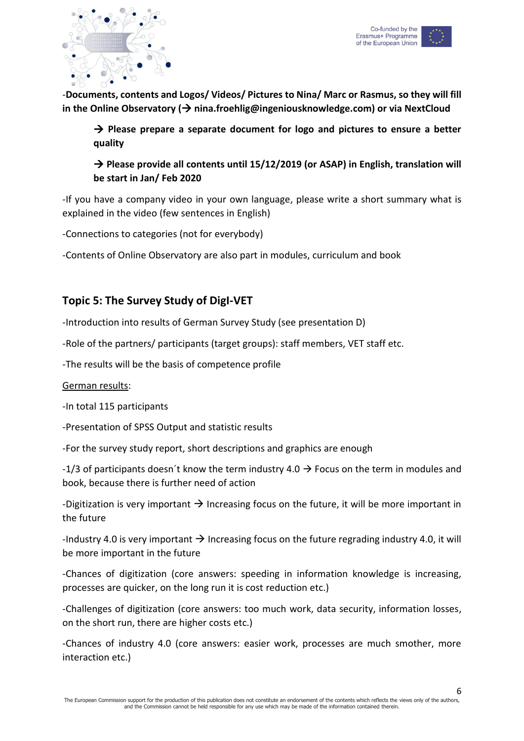-**Documents, contents and Logos/ Videos/ Pictures to Nina/ Marc or Rasmus, so they will fill in the Online Observatory (→ nina.froehlig@ingeniousknowledge.com) or via NextCloud**

> **→ Please prepare a separate document for logo and pictures to ensure a better quality**
>
> **→ Please provide all contents until 15/12/2019 (or ASAP) in English, translation will be start in Jan/ Feb 2020**

-If you have a company video in your own language, please write a short summary what is explained in the video (few sentences in English)

-Connections to categories (not for everybody)

-Contents of Online Observatory are also part in modules, curriculum and book

## Topic 5: The Survey Study of DigI-VET

-Introduction into results of German Survey Study (see presentation D)

-Role of the partners/ participants (target groups): staff members, VET staff etc.

-The results will be the basis of competence profile

<u>German results</u>:

-In total 115 participants

-Presentation of SPSS Output and statistic results

-For the survey study report, short descriptions and graphics are enough

-1/3 of participants doesn´t know the term industry 4.0 → Focus on the term in modules and book, because there is further need of action

-Digitization is very important → Increasing focus on the future, it will be more important in the future

-Industry 4.0 is very important → Increasing focus on the future regrading industry 4.0, it will be more important in the future

-Chances of digitization (core answers: speeding in information knowledge is increasing, processes are quicker, on the long run it is cost reduction etc.)

-Challenges of digitization (core answers: too much work, data security, information losses, on the short run, there are higher costs etc.)

-Chances of industry 4.0 (core answers: easier work, processes are much smother, more interaction etc.)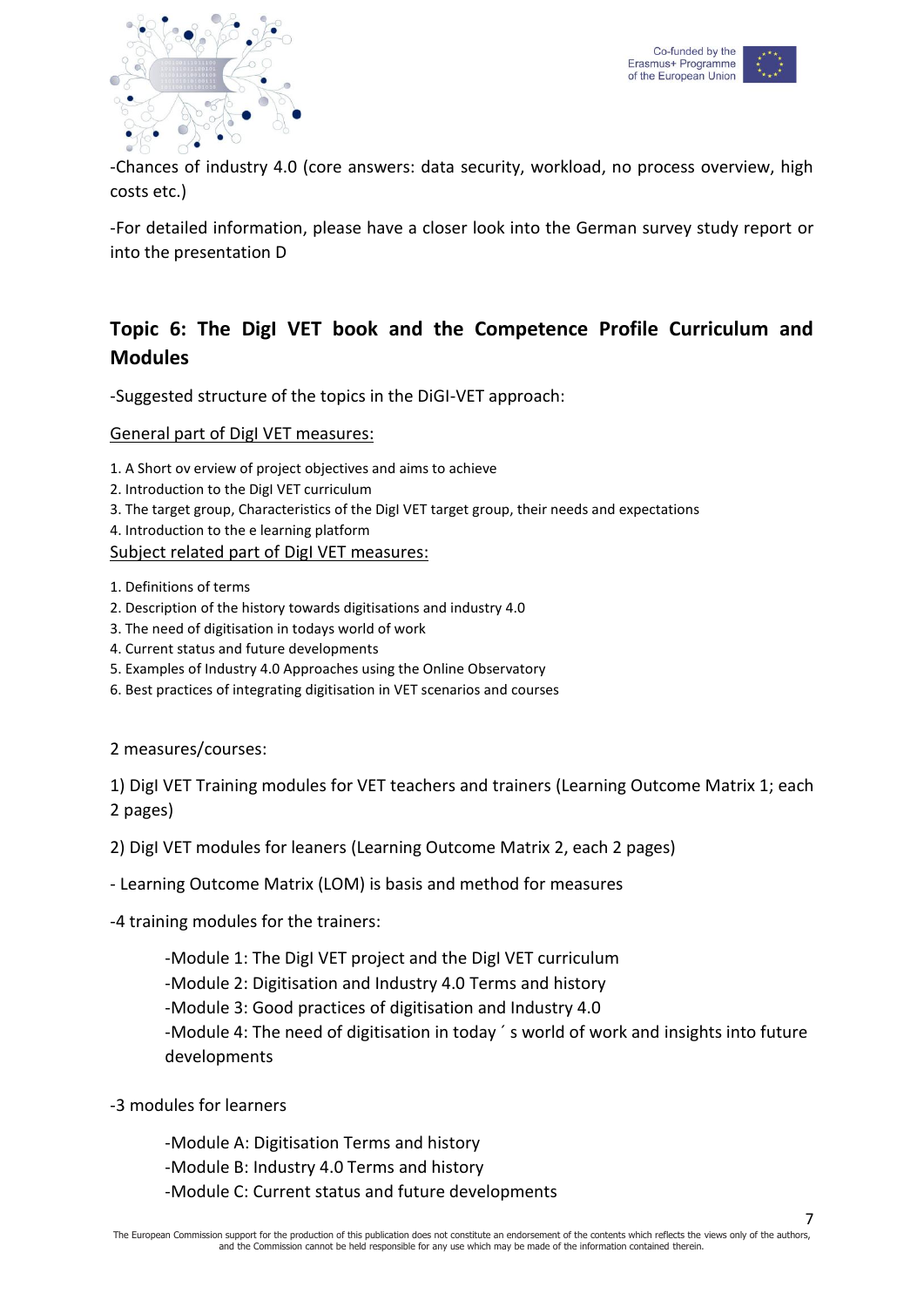-Chances of industry 4.0 (core answers: data security, workload, no process overview, high costs etc.)

-For detailed information, please have a closer look into the German survey study report or into the presentation D

## Topic 6: The DigI VET book and the Competence Profile Curriculum and Modules

-Suggested structure of the topics in the DiGI-VET approach:

General part of DigI VET measures:

1. A Short ov erview of project objectives and aims to achieve
2. Introduction to the DigI VET curriculum
3. The target group, Characteristics of the DigI VET target group, their needs and expectations
4. Introduction to the e learning platform

Subject related part of DigI VET measures:

1. Definitions of terms
2. Description of the history towards digitisations and industry 4.0
3. The need of digitisation in todays world of work
4. Current status and future developments
5. Examples of Industry 4.0 Approaches using the Online Observatory
6. Best practices of integrating digitisation in VET scenarios and courses

2 measures/courses:

1) DigI VET Training modules for VET teachers and trainers (Learning Outcome Matrix 1; each 2 pages)

2) DigI VET modules for leaners (Learning Outcome Matrix 2, each 2 pages)

- Learning Outcome Matrix (LOM) is basis and method for measures

-4 training modules for the trainers:

-Module 1: The DigI VET project and the DigI VET curriculum
-Module 2: Digitisation and Industry 4.0 Terms and history
-Module 3: Good practices of digitisation and Industry 4.0
-Module 4: The need of digitisation in today ´ s world of work and insights into future developments

-3 modules for learners

-Module A: Digitisation Terms and history
-Module B: Industry 4.0 Terms and history
-Module C: Current status and future developments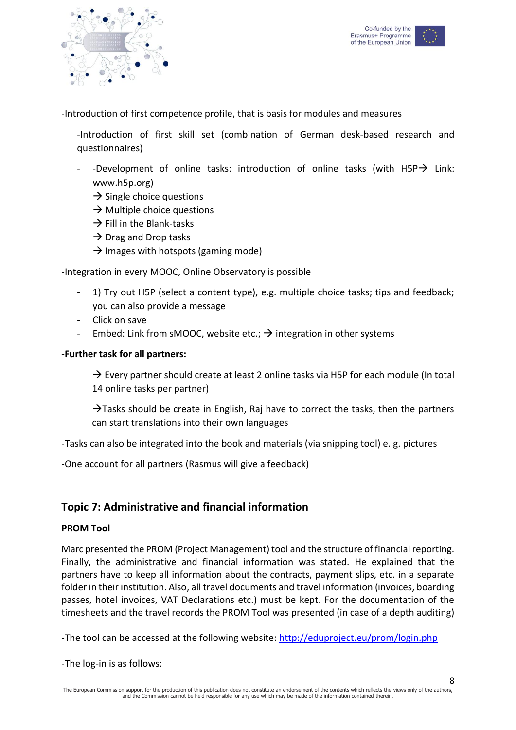-Introduction of first competence profile, that is basis for modules and measures

-Introduction of first skill set (combination of German desk-based research and questionnaires)

- -Development of online tasks: introduction of online tasks (with H5P→ Link: www.h5p.org)
  → Single choice questions
  → Multiple choice questions
  → Fill in the Blank-tasks
  → Drag and Drop tasks
  → Images with hotspots (gaming mode)

-Integration in every MOOC, Online Observatory is possible

- 1) Try out H5P (select a content type), e.g. multiple choice tasks; tips and feedback; you can also provide a message
- Click on save
- Embed: Link from sMOOC, website etc.; → integration in other systems

**-Further task for all partners:**

→ Every partner should create at least 2 online tasks via H5P for each module (In total 14 online tasks per partner)

→Tasks should be create in English, Raj have to correct the tasks, then the partners can start translations into their own languages

-Tasks can also be integrated into the book and materials (via snipping tool) e. g. pictures

-One account for all partners (Rasmus will give a feedback)

## Topic 7: Administrative and financial information

**PROM Tool**

Marc presented the PROM (Project Management) tool and the structure of financial reporting. Finally, the administrative and financial information was stated. He explained that the partners have to keep all information about the contracts, payment slips, etc. in a separate folder in their institution. Also, all travel documents and travel information (invoices, boarding passes, hotel invoices, VAT Declarations etc.) must be kept. For the documentation of the timesheets and the travel records the PROM Tool was presented (in case of a depth auditing)

-The tool can be accessed at the following website: http://eduproject.eu/prom/login.php

-The log-in is as follows: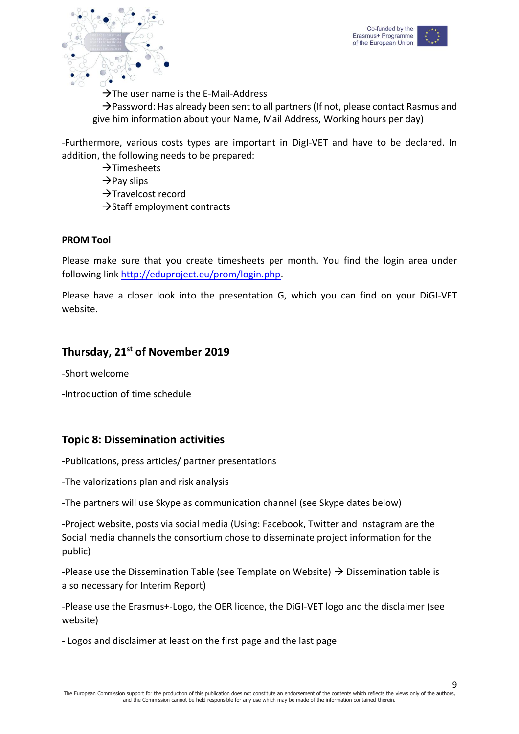→The user name is the E-Mail-Address

→Password: Has already been sent to all partners (If not, please contact Rasmus and give him information about your Name, Mail Address, Working hours per day)

-Furthermore, various costs types are important in DigI-VET and have to be declared. In addition, the following needs to be prepared:

→Timesheets
→Pay slips
→Travelcost record
→Staff employment contracts

**PROM Tool**

Please make sure that you create timesheets per month. You find the login area under following link http://eduproject.eu/prom/login.php.

Please have a closer look into the presentation G, which you can find on your DiGI-VET website.

## Thursday, 21st of November 2019

-Short welcome

-Introduction of time schedule

## Topic 8: Dissemination activities

-Publications, press articles/ partner presentations

-The valorizations plan and risk analysis

-The partners will use Skype as communication channel (see Skype dates below)

-Project website, posts via social media (Using: Facebook, Twitter and Instagram are the Social media channels the consortium chose to disseminate project information for the public)

-Please use the Dissemination Table (see Template on Website) → Dissemination table is also necessary for Interim Report)

-Please use the Erasmus+-Logo, the OER licence, the DiGI-VET logo and the disclaimer (see website)

- Logos and disclaimer at least on the first page and the last page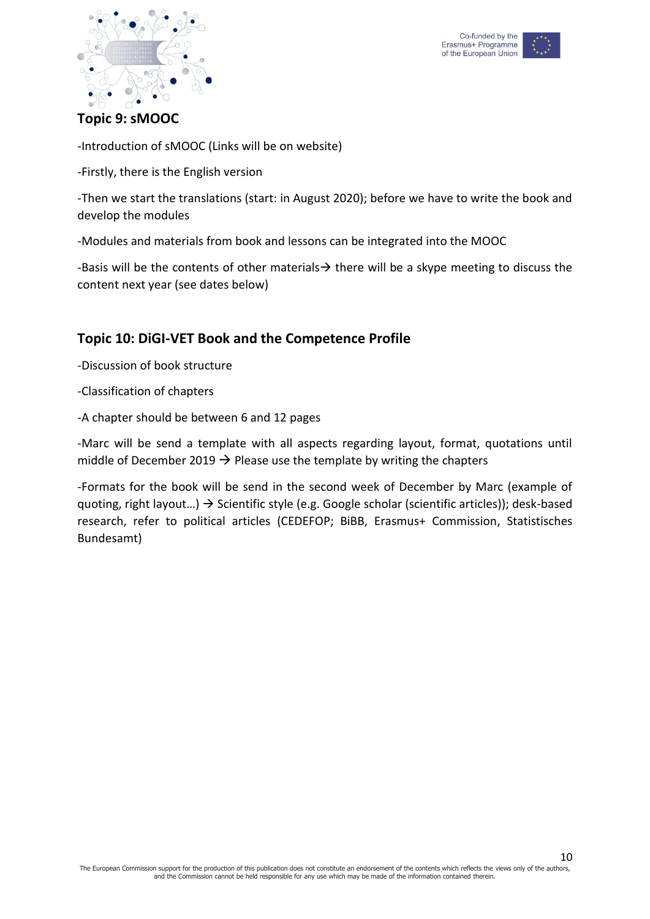## Topic 9: sMOOC

-Introduction of sMOOC (Links will be on website)

-Firstly, there is the English version

-Then we start the translations (start: in August 2020); before we have to write the book and develop the modules

-Modules and materials from book and lessons can be integrated into the MOOC

-Basis will be the contents of other materials→ there will be a skype meeting to discuss the content next year (see dates below)

## Topic 10: DiGI-VET Book and the Competence Profile

-Discussion of book structure

-Classification of chapters

-A chapter should be between 6 and 12 pages

-Marc will be send a template with all aspects regarding layout, format, quotations until middle of December 2019 → Please use the template by writing the chapters

-Formats for the book will be send in the second week of December by Marc (example of quoting, right layout…) → Scientific style (e.g. Google scholar (scientific articles)); desk-based research, refer to political articles (CEDEFOP; BiBB, Erasmus+ Commission, Statistisches Bundesamt)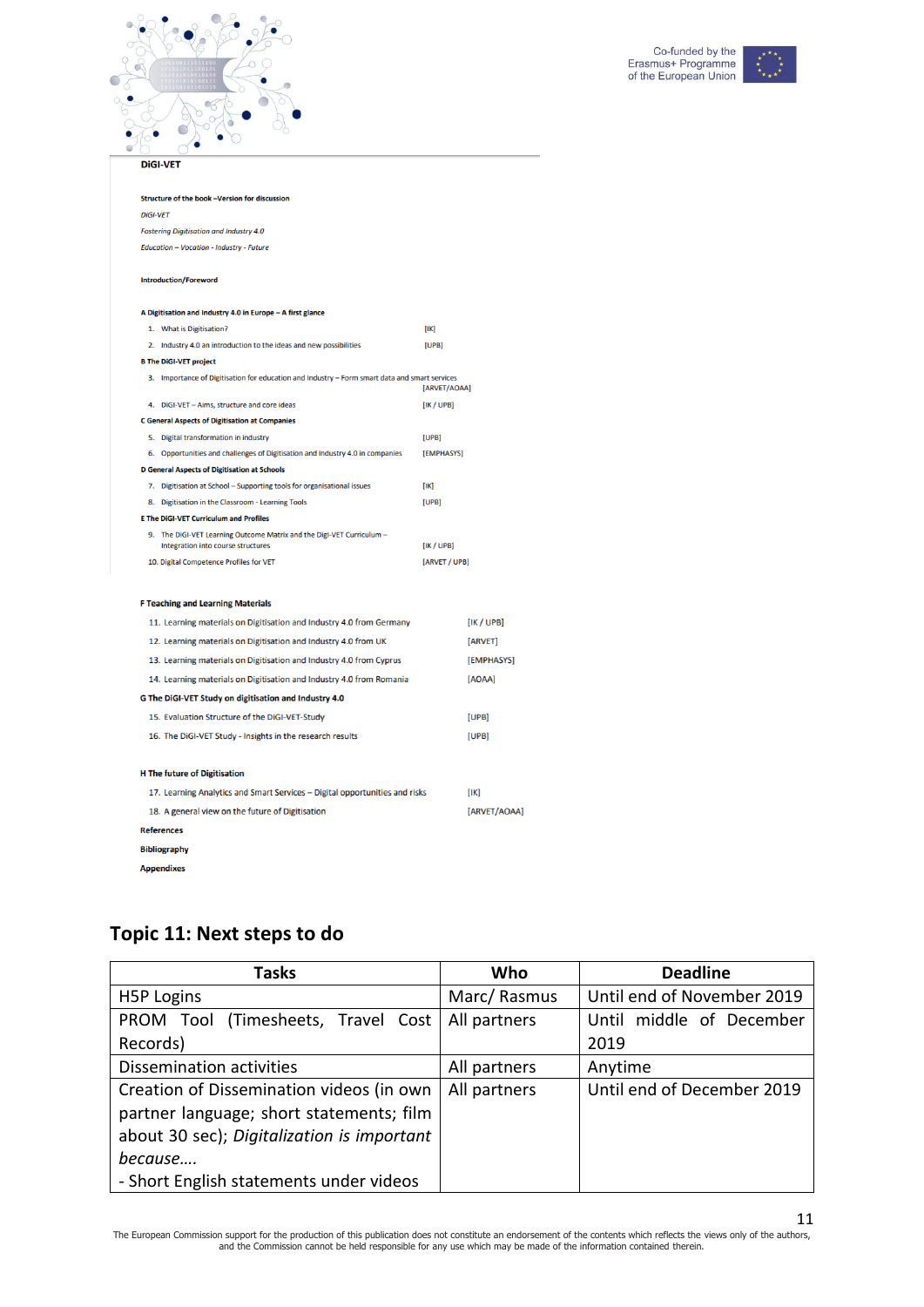**DiGI-VET**

**Structure of the book –Version for discussion**

*DiGI-VET*

*Fostering Digitisation and Industry 4.0*

*Education – Vocation - Industry - Future*

**Introduction/Foreword**

**A Digitisation and Industry 4.0 in Europe – A first glance**

1. What is Digitisation? [IK]
2. Industry 4.0 an introduction to the ideas and new possibilities [UPB]

**B The DiGI-VET project**

3. Importance of Digitisation for education and industry – Form smart data and smart services [ARVET/AOAA]
4. DiGI-VET – Aims, structure and core ideas [IK / UPB]

**C General Aspects of Digitisation at Companies**

5. Digital transformation in industry [UPB]
6. Opportunities and challenges of Digitisation and Industry 4.0 in companies [EMPHASYS]

**D General Aspects of Digitisation at Schools**

7. Digitisation at School – Supporting tools for organisational issues [IK]
8. Digitisation in the Classroom - Learning Tools [UPB]

**E The DiGI-VET Curriculum and Profiles**

9. The DiGI-VET Learning Outcome Matrix and the DigI-VET Curriculum – Integration into course structures [IK / UPB]
10. Digital Competence Profiles for VET [ARVET / UPB]

**F Teaching and Learning Materials**

11. Learning materials on Digitisation and Industry 4.0 from Germany [IK / UPB]
12. Learning materials on Digitisation and Industry 4.0 from UK [ARVET]
13. Learning materials on Digitisation and Industry 4.0 from Cyprus [EMPHASYS]
14. Learning materials on Digitisation and Industry 4.0 from Romania [AOAA]

**G The DiGI-VET Study on digitisation and Industry 4.0**

15. Evaluation Structure of the DiGI-VET-Study [UPB]
16. The DiGI-VET Study - Insights in the research results [UPB]

**H The future of Digitisation**

17. Learning Analytics and Smart Services – Digital opportunities and risks [IK]
18. A general view on the future of Digitisation [ARVET/AOAA]

**References**

**Bibliography**

**Appendixes**

## Topic 11: Next steps to do

| Tasks | Who | Deadline |
|---|---|---|
| H5P Logins | Marc/ Rasmus | Until end of November 2019 |
| PROM Tool (Timesheets, Travel Cost Records) | All partners | Until middle of December 2019 |
| Dissemination activities | All partners | Anytime |
| Creation of Dissemination videos (in own partner language; short statements; film about 30 sec); *Digitalization is important because….*<br>- Short English statements under videos | All partners | Until end of December 2019 |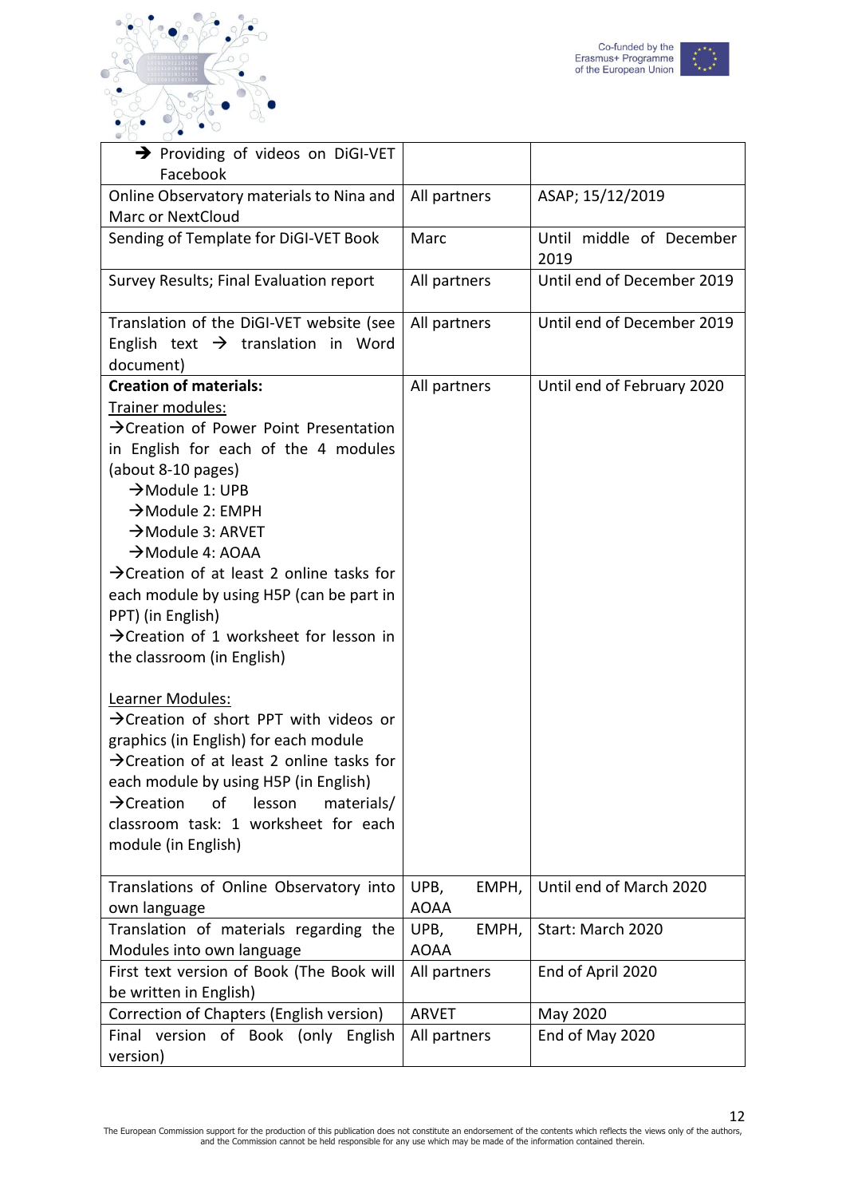| | | |
|---|---|---|
| ➔ Providing of videos on DiGI-VET Facebook | | |
| Online Observatory materials to Nina and Marc or NextCloud | All partners | ASAP; 15/12/2019 |
| Sending of Template for DiGI-VET Book | Marc | Until middle of December 2019 |
| Survey Results; Final Evaluation report | All partners | Until end of December 2019 |
| Translation of the DiGI-VET website (see English text → translation in Word document) | All partners | Until end of December 2019 |
| **Creation of materials:**<br>Trainer modules:<br>→Creation of Power Point Presentation in English for each of the 4 modules (about 8-10 pages)<br>→Module 1: UPB<br>→Module 2: EMPH<br>→Module 3: ARVET<br>→Module 4: AOAA<br>→Creation of at least 2 online tasks for each module by using H5P (can be part in PPT) (in English)<br>→Creation of 1 worksheet for lesson in the classroom (in English)<br><br>Learner Modules:<br>→Creation of short PPT with videos or graphics (in English) for each module<br>→Creation of at least 2 online tasks for each module by using H5P (in English)<br>→Creation of lesson materials/ classroom task: 1 worksheet for each module (in English) | All partners | Until end of February 2020 |
| Translations of Online Observatory into own language | UPB, EMPH, AOAA | Until end of March 2020 |
| Translation of materials regarding the Modules into own language | UPB, EMPH, AOAA | Start: March 2020 |
| First text version of Book (The Book will be written in English) | All partners | End of April 2020 |
| Correction of Chapters (English version) | ARVET | May 2020 |
| Final version of Book (only English version) | All partners | End of May 2020 |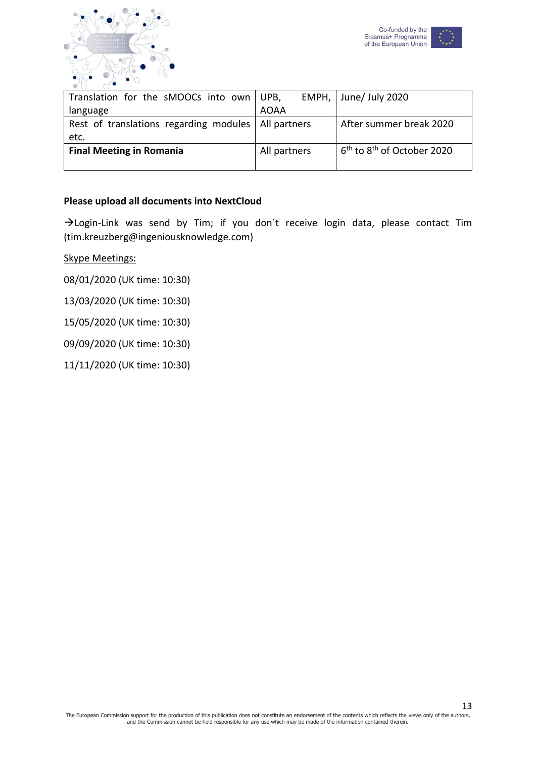| | | |
|---|---|---|
| Translation for the sMOOCs into own language | UPB, EMPH, AOAA | June/ July 2020 |
| Rest of translations regarding modules etc. | All partners | After summer break 2020 |
| **Final Meeting in Romania** | All partners | 6th to 8th of October 2020 |

**Please upload all documents into NextCloud**

→Login-Link was send by Tim; if you don´t receive login data, please contact Tim (tim.kreuzberg@ingeniousknowledge.com)

Skype Meetings:

08/01/2020 (UK time: 10:30)

13/03/2020 (UK time: 10:30)

15/05/2020 (UK time: 10:30)

09/09/2020 (UK time: 10:30)

11/11/2020 (UK time: 10:30)